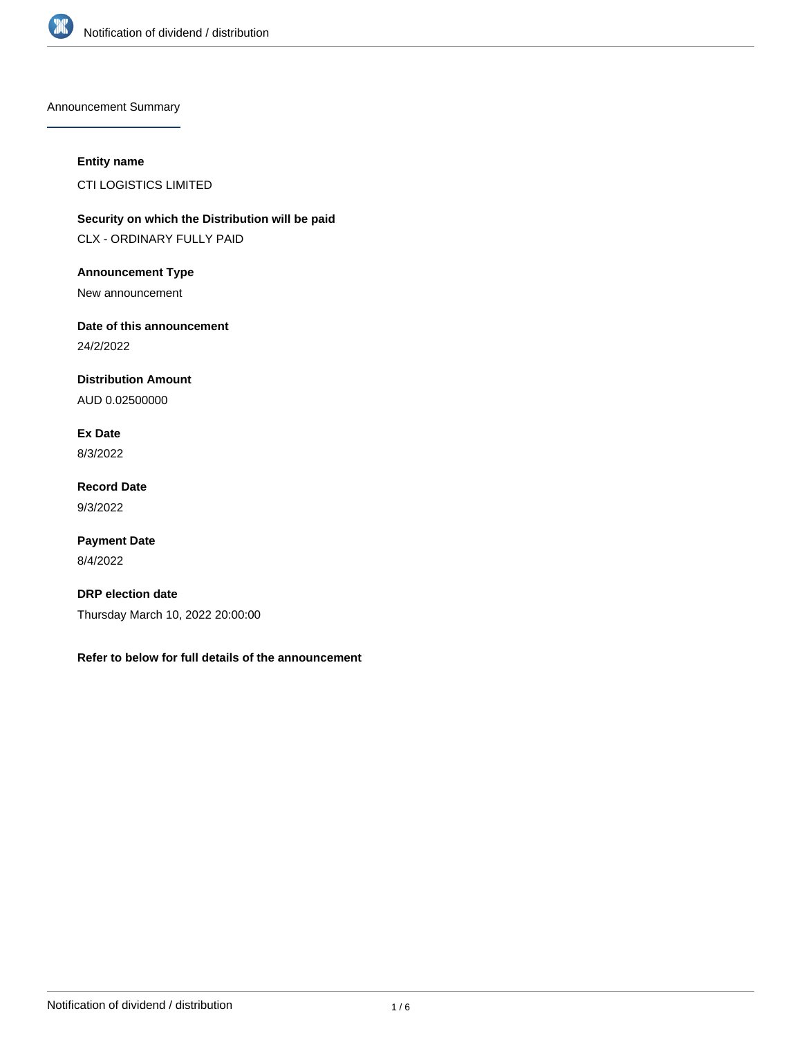Announcement Summary

**Entity name**

CTI LOGISTICS LIMITED

**Security on which the Distribution will be paid**

CLX - ORDINARY FULLY PAID

**Announcement Type**

New announcement

**Date of this announcement**

24/2/2022

**Distribution Amount**

AUD 0.02500000

**Ex Date**

8/3/2022

**Record Date**

9/3/2022

**Payment Date**

8/4/2022

**DRP election date**

Thursday March 10, 2022 20:00:00

**Refer to below for full details of the announcement**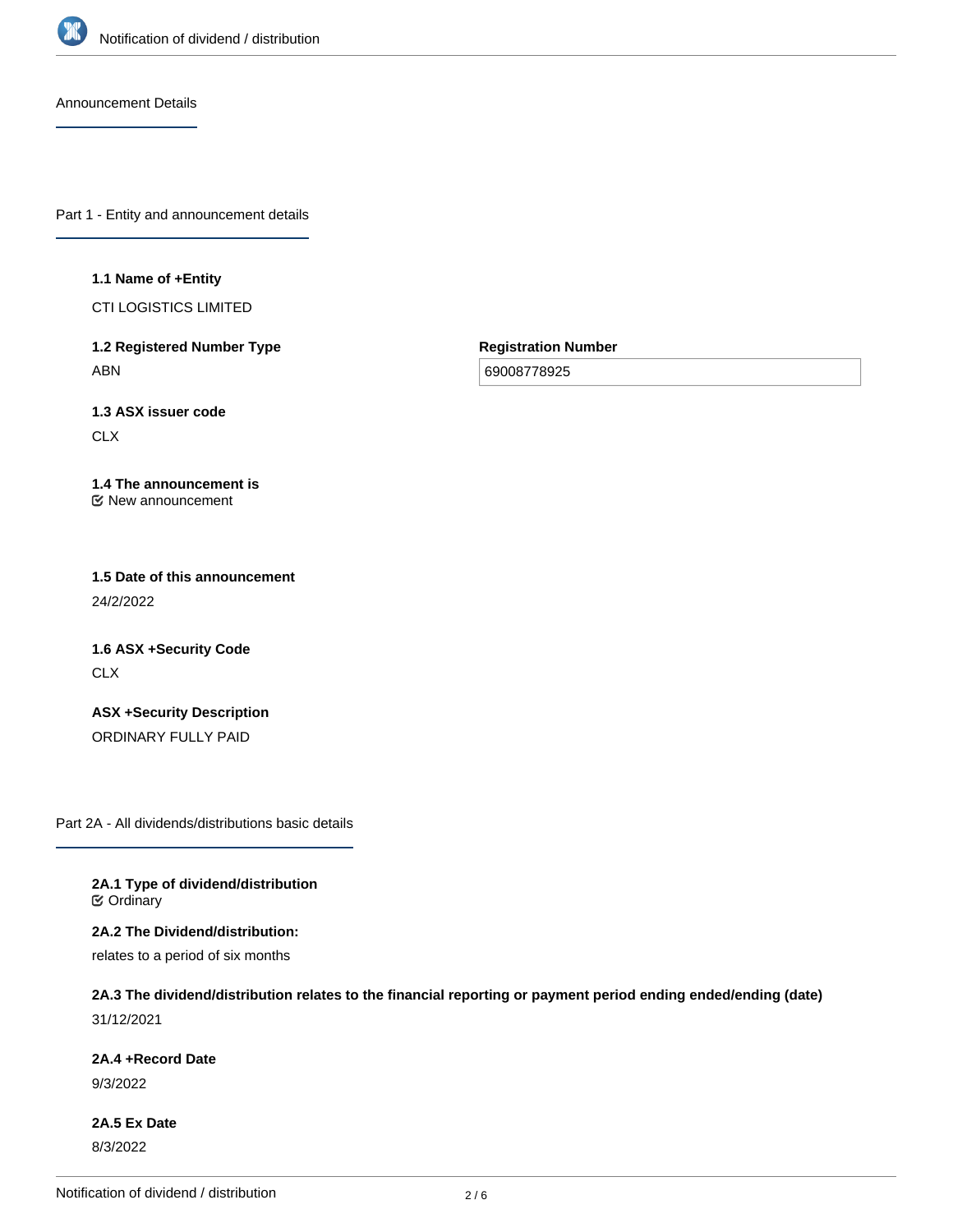## Announcement Details

## Part 1 - Entity and announcement details

**1.1 Name of +Entity**

CTI LOGISTICS LIMITED

**1.2 Registered Number Type**

ABN

**Registration Number**

69008778925

**1.3 ASX issuer code**

CLX

**1.4 The announcement is**

☑ New announcement

**1.5 Date of this announcement**

24/2/2022

**1.6 ASX +Security Code**

CLX

**ASX +Security Description**

ORDINARY FULLY PAID

## Part 2A - All dividends/distributions basic details

**2A.1 Type of dividend/distribution**

☑ Ordinary

**2A.2 The Dividend/distribution:**

relates to a period of six months

**2A.3 The dividend/distribution relates to the financial reporting or payment period ending ended/ending (date)**

31/12/2021

**2A.4 +Record Date**

9/3/2022

**2A.5 Ex Date**

8/3/2022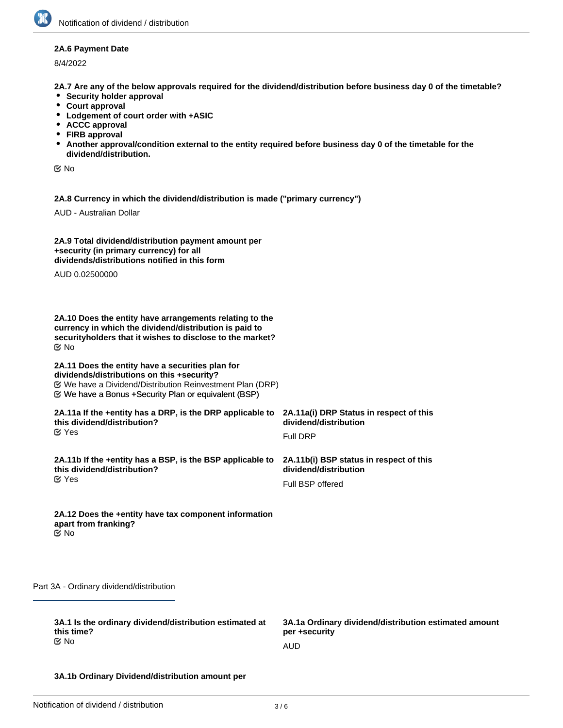**2A.6 Payment Date**

8/4/2022

**2A.7 Are any of the below approvals required for the dividend/distribution before business day 0 of the timetable?**

- **Security holder approval**
- **Court approval**
- **Lodgement of court order with +ASIC**
- **ACCC approval**
- **FIRB approval**
- **Another approval/condition external to the entity required before business day 0 of the timetable for the dividend/distribution.**

☑ No

**2A.8 Currency in which the dividend/distribution is made ("primary currency")**

AUD - Australian Dollar

**2A.9 Total dividend/distribution payment amount per +security (in primary currency) for all dividends/distributions notified in this form**

AUD 0.02500000

**2A.10 Does the entity have arrangements relating to the currency in which the dividend/distribution is paid to securityholders that it wishes to disclose to the market?**

☑ No

**2A.11 Does the entity have a securities plan for dividends/distributions on this +security?**

☑ We have a Dividend/Distribution Reinvestment Plan (DRP)

☑ We have a Bonus +Security Plan or equivalent (BSP)

**2A.11a If the +entity has a DRP, is the DRP applicable to this dividend/distribution?**

☑ Yes

**2A.11a(i) DRP Status in respect of this dividend/distribution**

Full DRP

**2A.11b If the +entity has a BSP, is the BSP applicable to this dividend/distribution?**

☑ Yes

**2A.11b(i) BSP status in respect of this dividend/distribution**

Full BSP offered

**2A.12 Does the +entity have tax component information apart from franking?**

☑ No

## Part 3A - Ordinary dividend/distribution

**3A.1 Is the ordinary dividend/distribution estimated at this time?**

☑ No

**3A.1a Ordinary dividend/distribution estimated amount per +security**

AUD

**3A.1b Ordinary Dividend/distribution amount per**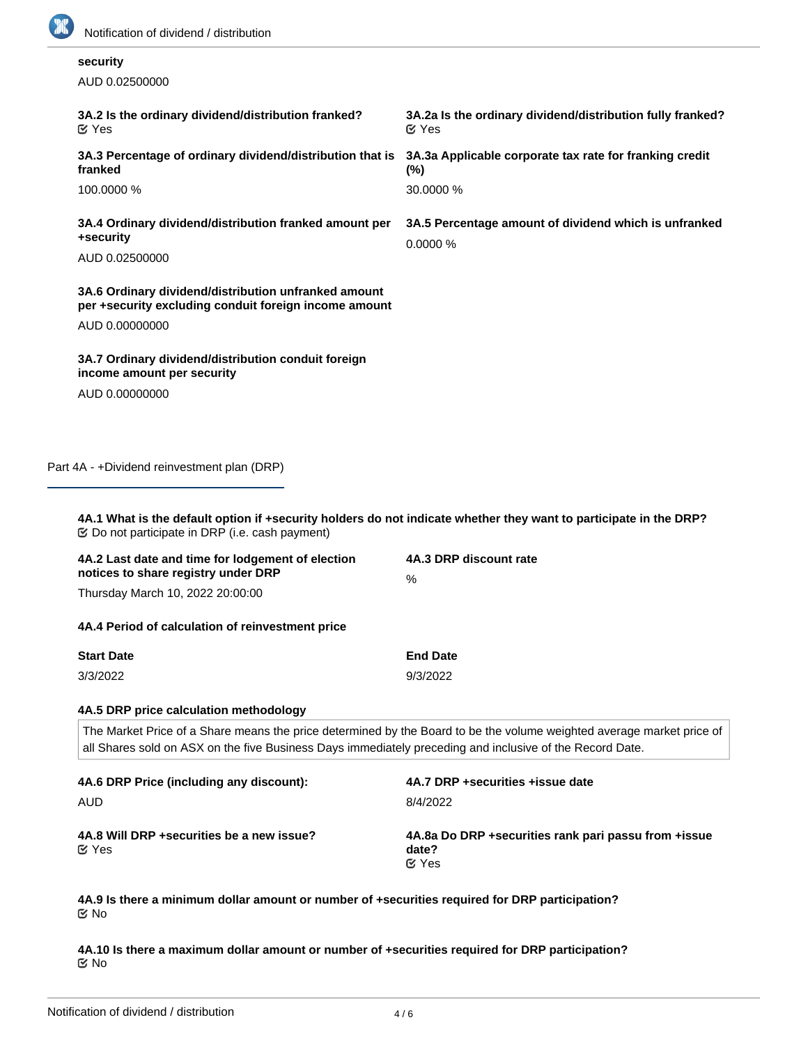**security**

AUD 0.02500000

**3A.2 Is the ordinary dividend/distribution franked?**
☑ Yes

**3A.2a Is the ordinary dividend/distribution fully franked?**
☑ Yes

**3A.3 Percentage of ordinary dividend/distribution that is franked**

100.0000 %

**3A.3a Applicable corporate tax rate for franking credit (%)**

30.0000 %

**3A.4 Ordinary dividend/distribution franked amount per +security**

AUD 0.02500000

**3A.5 Percentage amount of dividend which is unfranked**

0.0000 %

**3A.6 Ordinary dividend/distribution unfranked amount per +security excluding conduit foreign income amount**

AUD 0.00000000

**3A.7 Ordinary dividend/distribution conduit foreign income amount per security**

AUD 0.00000000

## Part 4A - +Dividend reinvestment plan (DRP)

**4A.1 What is the default option if +security holders do not indicate whether they want to participate in the DRP?**
☑ Do not participate in DRP (i.e. cash payment)

**4A.2 Last date and time for lodgement of election notices to share registry under DRP**

Thursday March 10, 2022 20:00:00

**4A.3 DRP discount rate**

%

**4A.4 Period of calculation of reinvestment price**

| Start Date | End Date |
| --- | --- |
| 3/3/2022 | 9/3/2022 |

**4A.5 DRP price calculation methodology**

The Market Price of a Share means the price determined by the Board to be the volume weighted average market price of all Shares sold on ASX on the five Business Days immediately preceding and inclusive of the Record Date.

**4A.6 DRP Price (including any discount):**

AUD

**4A.7 DRP +securities +issue date**

8/4/2022

**4A.8 Will DRP +securities be a new issue?**
☑ Yes

**4A.8a Do DRP +securities rank pari passu from +issue date?**
☑ Yes

**4A.9 Is there a minimum dollar amount or number of +securities required for DRP participation?**
☑ No

**4A.10 Is there a maximum dollar amount or number of +securities required for DRP participation?**
☑ No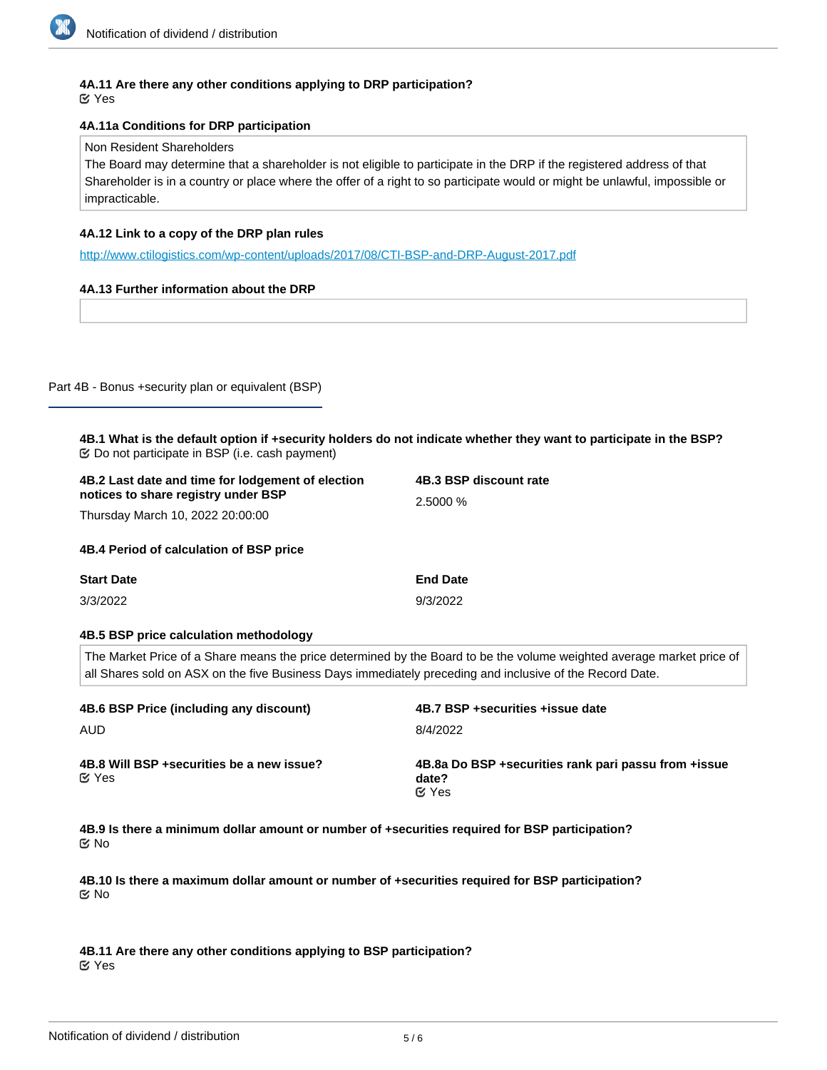**4A.11 Are there any other conditions applying to DRP participation?**
☑ Yes

**4A.11a Conditions for DRP participation**

Non Resident Shareholders
The Board may determine that a shareholder is not eligible to participate in the DRP if the registered address of that Shareholder is in a country or place where the offer of a right to so participate would or might be unlawful, impossible or impracticable.

**4A.12 Link to a copy of the DRP plan rules**

http://www.ctilogistics.com/wp-content/uploads/2017/08/CTI-BSP-and-DRP-August-2017.pdf

**4A.13 Further information about the DRP**

## Part 4B - Bonus +security plan or equivalent (BSP)

**4B.1 What is the default option if +security holders do not indicate whether they want to participate in the BSP?**
☑ Do not participate in BSP (i.e. cash payment)

**4B.2 Last date and time for lodgement of election notices to share registry under BSP**
Thursday March 10, 2022 20:00:00

**4B.3 BSP discount rate**
2.5000 %

**4B.4 Period of calculation of BSP price**

| Start Date | End Date |
|---|---|
| 3/3/2022 | 9/3/2022 |

**4B.5 BSP price calculation methodology**

The Market Price of a Share means the price determined by the Board to be the volume weighted average market price of all Shares sold on ASX on the five Business Days immediately preceding and inclusive of the Record Date.

**4B.6 BSP Price (including any discount)**
AUD

**4B.7 BSP +securities +issue date**
8/4/2022

**4B.8 Will BSP +securities be a new issue?**
☑ Yes

**4B.8a Do BSP +securities rank pari passu from +issue date?**
☑ Yes

**4B.9 Is there a minimum dollar amount or number of +securities required for BSP participation?**
☑ No

**4B.10 Is there a maximum dollar amount or number of +securities required for BSP participation?**
☑ No

**4B.11 Are there any other conditions applying to BSP participation?**
☑ Yes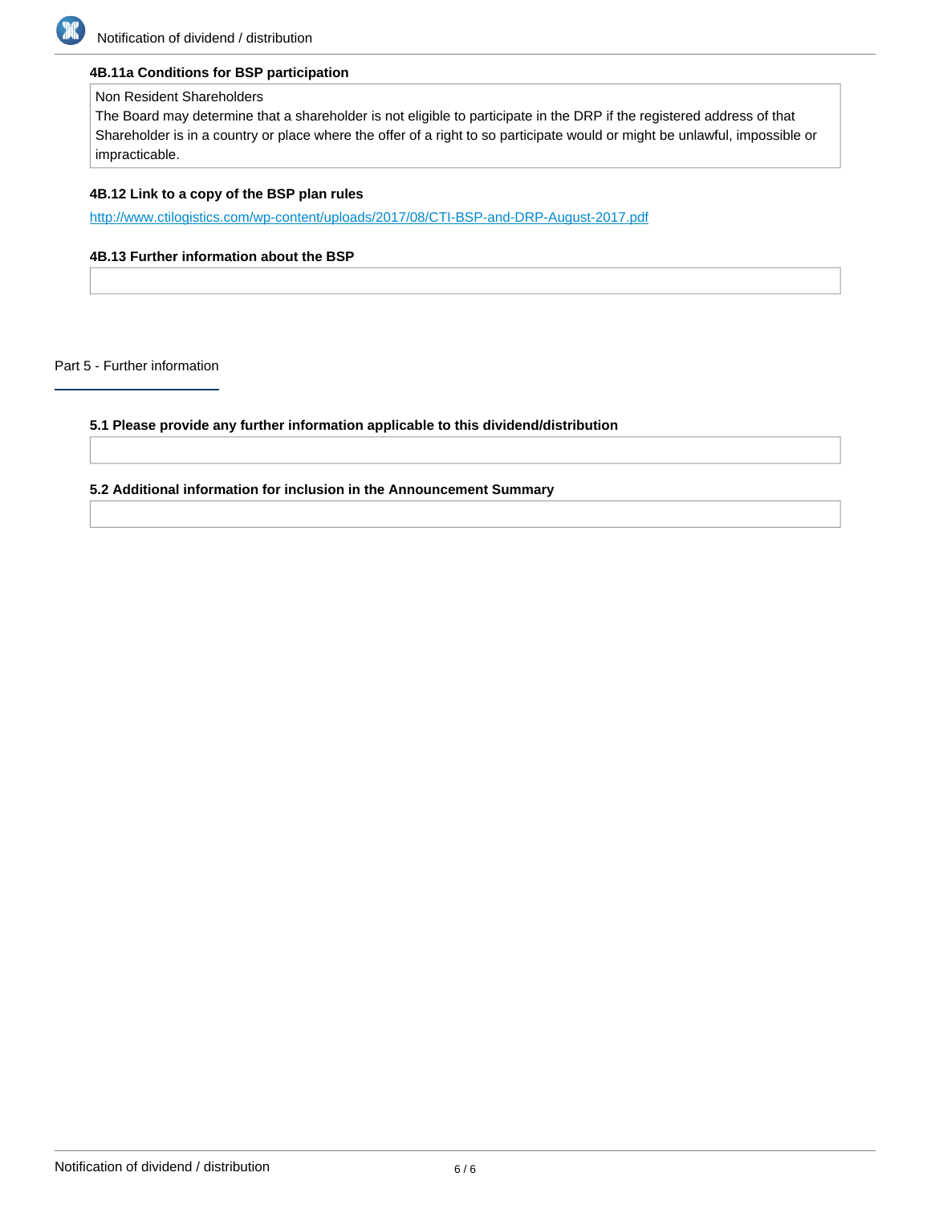#### 4B.11a Conditions for BSP participation

Non Resident Shareholders
The Board may determine that a shareholder is not eligible to participate in the DRP if the registered address of that Shareholder is in a country or place where the offer of a right to so participate would or might be unlawful, impossible or impracticable.

#### 4B.12 Link to a copy of the BSP plan rules

http://www.ctilogistics.com/wp-content/uploads/2017/08/CTI-BSP-and-DRP-August-2017.pdf

#### 4B.13 Further information about the BSP

## Part 5 - Further information

#### 5.1 Please provide any further information applicable to this dividend/distribution

#### 5.2 Additional information for inclusion in the Announcement Summary